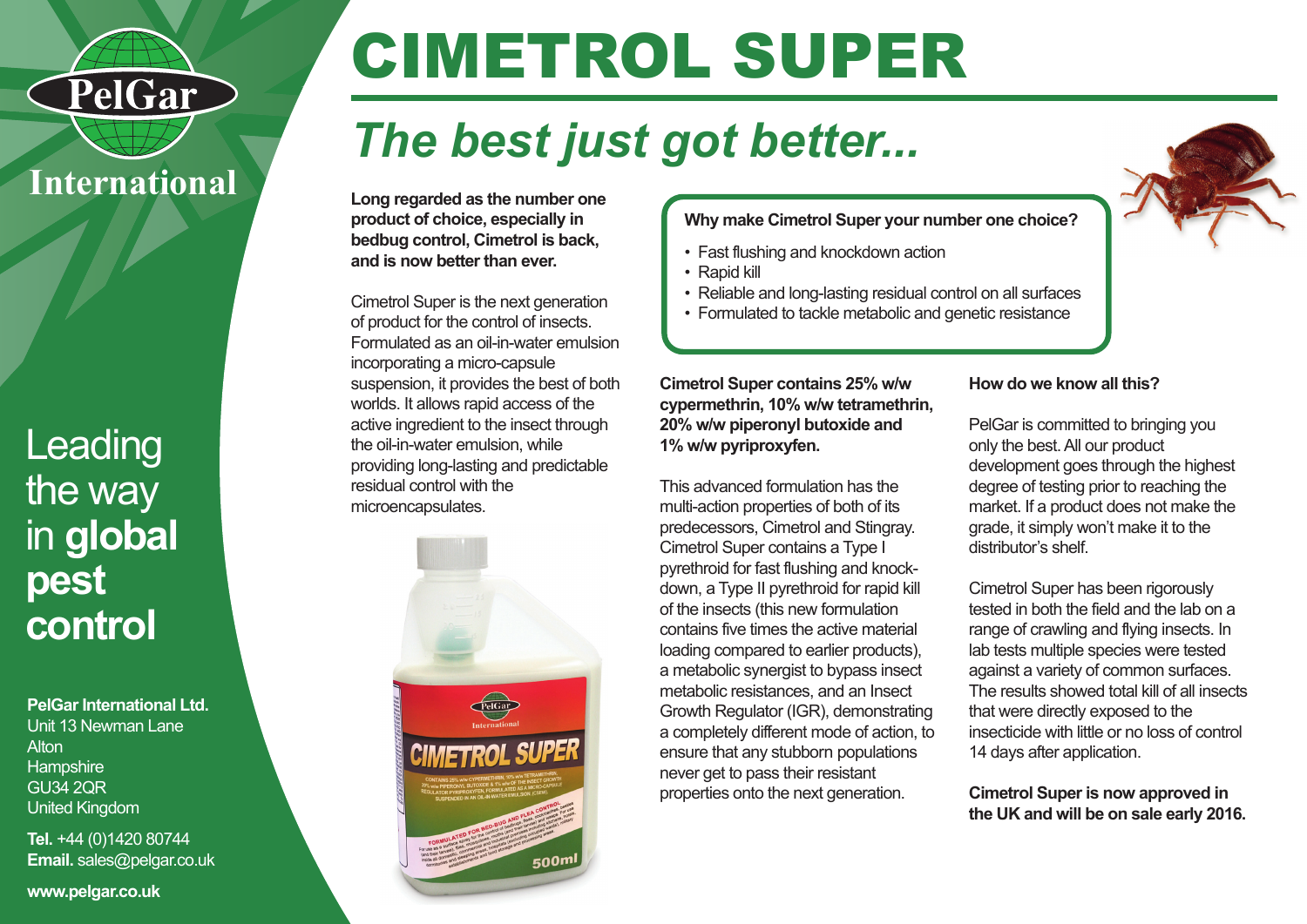PelGar

International

# CIMETROL SUPER

## *The best just got better...*

**Long regarded as the number one product of choice, especially in bedbug control, Cimetrol is back, and is now better than ever.**

Cimetrol Super is the next generation of product for the control of insects. Formulated as an oil-in-water emulsion incorporating a micro-capsule suspension, it provides the best of both worlds. It allows rapid access of the active ingredient to the insect through the oil-in-water emulsion, while providing long-lasting and predictable residual control with the microencapsulates.

**Why make Cimetrol Super your number one choice?**

- Fast flushing and knockdown action
- Rapid kill
- Reliable and long-lasting residual control on all surfaces
- Formulated to tackle metabolic and genetic resistance

**Cimetrol Super contains 25% w/w cypermethrin, 10% w/w tetramethrin, 20% w/w piperonyl butoxide and 1% w/w pyriproxyfen.**

This advanced formulation has the multi-action properties of both of its predecessors, Cimetrol and Stingray. Cimetrol Super contains a Type I pyrethroid for fast flushing and knock-down, a Type II pyrethroid for rapid kill of the insects (this new formulation contains five times the active material loading compared to earlier products), a metabolic synergist to bypass insect metabolic resistances, and an Insect Growth Regulator (IGR), demonstrating a completely different mode of action, to ensure that any stubborn populations never get to pass their resistant properties onto the next generation.

**How do we know all this?**

PelGar is committed to bringing you only the best. All our product development goes through the highest degree of testing prior to reaching the market. If a product does not make the grade, it simply won't make it to the distributor's shelf.

Cimetrol Super has been rigorously tested in both the field and the lab on a range of crawling and flying insects. In lab tests multiple species were tested against a variety of common surfaces. The results showed total kill of all insects that were directly exposed to the insecticide with little or no loss of control 14 days after application.

**Cimetrol Super is now approved in the UK and will be on sale early 2016.**

Leading the way in **global pest control**

**PelGar International Ltd.**
Unit 13 Newman Lane
Alton
Hampshire
GU34 2QR
United Kingdom

**Tel.** +44 (0)1420 80744
**Email.** sales@pelgar.co.uk

**www.pelgar.co.uk**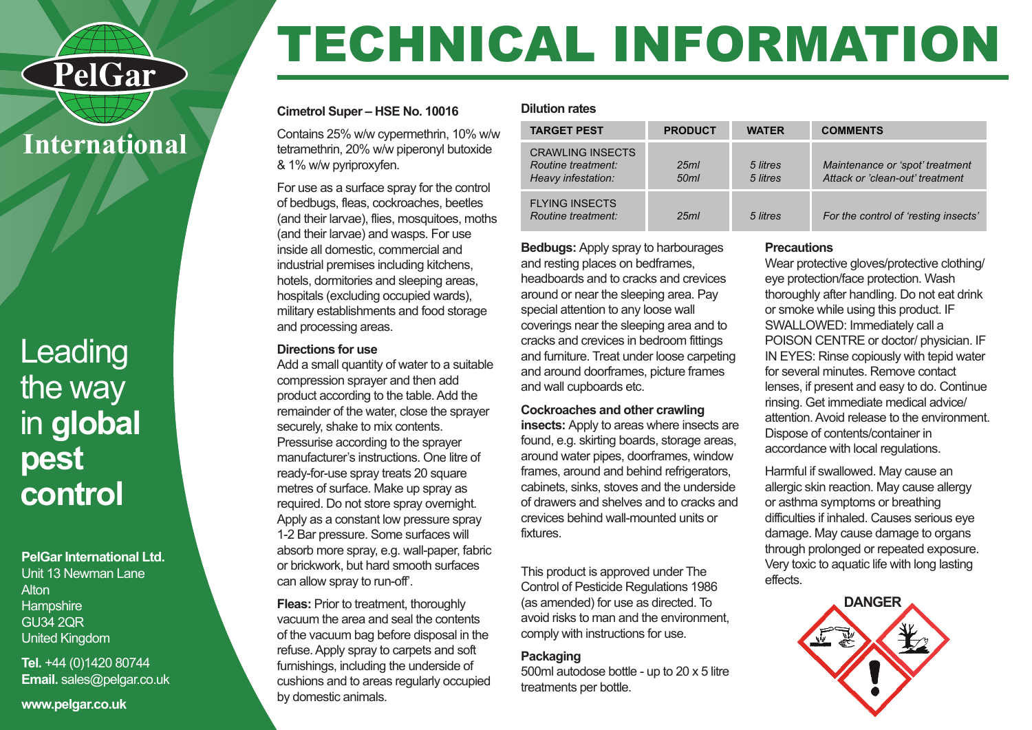# TECHNICAL INFORMATION

**PelGar International**

Leading the way in **global pest control**

**PelGar International Ltd.**
Unit 13 Newman Lane
Alton
Hampshire
GU34 2QR
United Kingdom

**Tel.** +44 (0)1420 80744
**Email.** sales@pelgar.co.uk

**www.pelgar.co.uk**

### Cimetrol Super – HSE No. 10016

Contains 25% w/w cypermethrin, 10% w/w tetramethrin, 20% w/w piperonyl butoxide & 1% w/w pyriproxyfen.

For use as a surface spray for the control of bedbugs, fleas, cockroaches, beetles (and their larvae), flies, mosquitoes, moths (and their larvae) and wasps. For use inside all domestic, commercial and industrial premises including kitchens, hotels, dormitories and sleeping areas, hospitals (excluding occupied wards), military establishments and food storage and processing areas.

### Directions for use

Add a small quantity of water to a suitable compression sprayer and then add product according to the table. Add the remainder of the water, close the sprayer securely, shake to mix contents. Pressurise according to the sprayer manufacturer's instructions. One litre of ready-for-use spray treats 20 square metres of surface. Make up spray as required. Do not store spray overnight. Apply as a constant low pressure spray 1-2 Bar pressure. Some surfaces will absorb more spray, e.g. wall-paper, fabric or brickwork, but hard smooth surfaces can allow spray to run-off'.

**Fleas:** Prior to treatment, thoroughly vacuum the area and seal the contents of the vacuum bag before disposal in the refuse. Apply spray to carpets and soft furnishings, including the underside of cushions and to areas regularly occupied by domestic animals.

### Dilution rates

| TARGET PEST | PRODUCT | WATER | COMMENTS |
|---|---|---|---|
| CRAWLING INSECTS | | | |
| *Routine treatment:* | *25ml* | *5 litres* | *Maintenance or 'spot' treatment* |
| *Heavy infestation:* | *50ml* | *5 litres* | *Attack or 'clean-out' treatment* |
| FLYING INSECTS | | | |
| *Routine treatment:* | *25ml* | *5 litres* | *For the control of 'resting insects'* |

**Bedbugs:** Apply spray to harbourages and resting places on bedframes, headboards and to cracks and crevices around or near the sleeping area. Pay special attention to any loose wall coverings near the sleeping area and to cracks and crevices in bedroom fittings and furniture. Treat under loose carpeting and around doorframes, picture frames and wall cupboards etc.

**Cockroaches and other crawling insects:** Apply to areas where insects are found, e.g. skirting boards, storage areas, around water pipes, doorframes, window frames, around and behind refrigerators, cabinets, sinks, stoves and the underside of drawers and shelves and to cracks and crevices behind wall-mounted units or fixtures.

This product is approved under The Control of Pesticide Regulations 1986 (as amended) for use as directed. To avoid risks to man and the environment, comply with instructions for use.

### Packaging

500ml autodose bottle - up to 20 x 5 litre treatments per bottle.

### Precautions

Wear protective gloves/protective clothing/ eye protection/face protection. Wash thoroughly after handling. Do not eat drink or smoke while using this product. IF SWALLOWED: Immediately call a POISON CENTRE or doctor/ physician. IF IN EYES: Rinse copiously with tepid water for several minutes. Remove contact lenses, if present and easy to do. Continue rinsing. Get immediate medical advice/ attention. Avoid release to the environment. Dispose of contents/container in accordance with local regulations.

Harmful if swallowed. May cause an allergic skin reaction. May cause allergy or asthma symptoms or breathing difficulties if inhaled. Causes serious eye damage. May cause damage to organs through prolonged or repeated exposure. Very toxic to aquatic life with long lasting effects.

**DANGER**